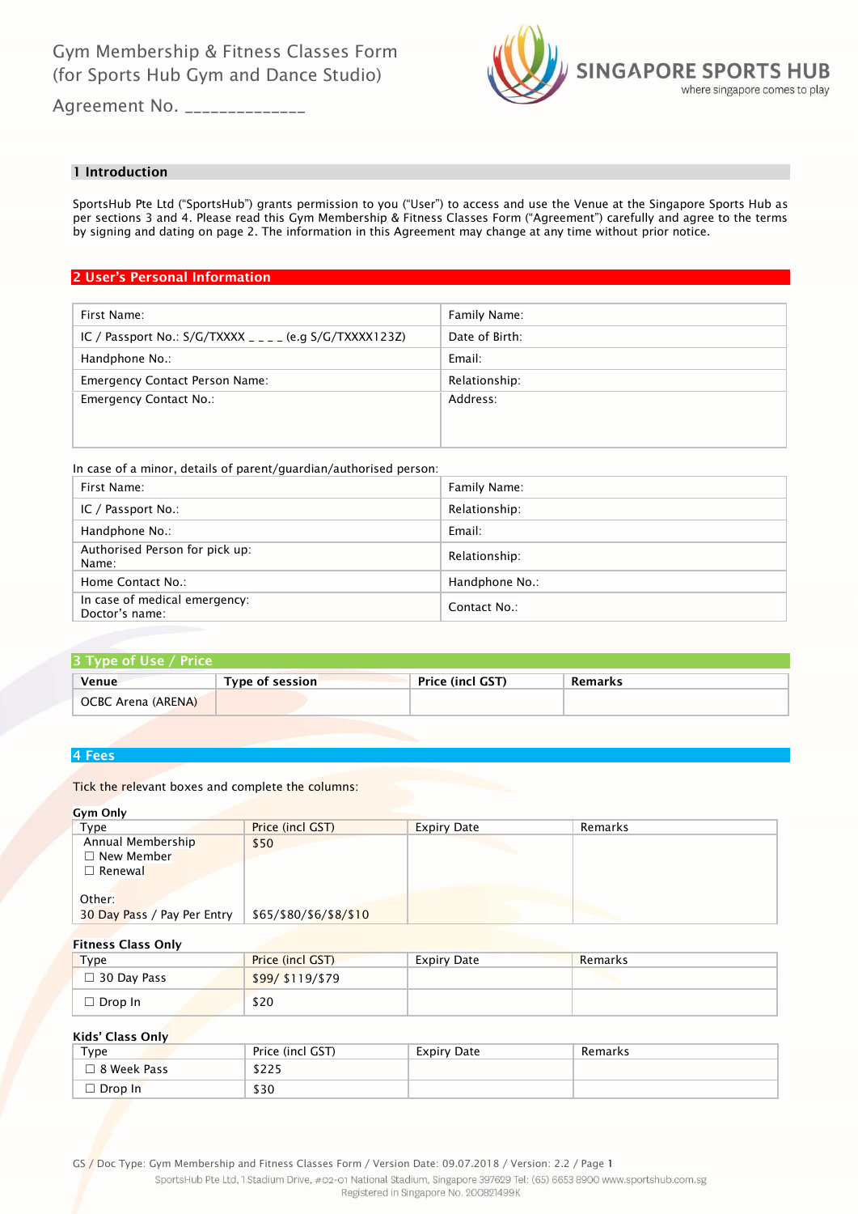Gym Membership & Fitness Classes Form
(for Sports Hub Gym and Dance Studio)

Agreement No. ______________

SINGAPORE SPORTS HUB
where singapore comes to play

## 1 Introduction

SportsHub Pte Ltd ("SportsHub") grants permission to you ("User") to access and use the Venue at the Singapore Sports Hub as per sections 3 and 4. Please read this Gym Membership & Fitness Classes Form ("Agreement") carefully and agree to the terms by signing and dating on page 2. The information in this Agreement may change at any time without prior notice.

## 2 User's Personal Information

| | |
|---|---|
| First Name: | Family Name: |
| IC / Passport No.: S/G/TXXXX _ _ _ _ (e.g S/G/TXXX123Z) | Date of Birth: |
| Handphone No.: | Email: |
| Emergency Contact Person Name: | Relationship: |
| Emergency Contact No.: | Address: |

In case of a minor, details of parent/guardian/authorised person:

| | |
|---|---|
| First Name: | Family Name: |
| IC / Passport No.: | Relationship: |
| Handphone No.: | Email: |
| Authorised Person for pick up: Name: | Relationship: |
| Home Contact No.: | Handphone No.: |
| In case of medical emergency: Doctor's name: | Contact No.: |

## 3 Type of Use / Price

| Venue | Type of session | Price (incl GST) | Remarks |
|---|---|---|---|
| OCBC Arena (ARENA) | | | |

## 4 Fees

Tick the relevant boxes and complete the columns:

**Gym Only**

| Type | Price (incl GST) | Expiry Date | Remarks |
|---|---|---|---|
| Annual Membership<br>☐ New Member<br>☐ Renewal | $50 | | |
| Other:<br>30 Day Pass / Pay Per Entry | $65/$80/$6/$8/$10 | | |

**Fitness Class Only**

| Type | Price (incl GST) | Expiry Date | Remarks |
|---|---|---|---|
| ☐ 30 Day Pass | $99/ $119/$79 | | |
| ☐ Drop In | $20 | | |

**Kids' Class Only**

| Type | Price (incl GST) | Expiry Date | Remarks |
|---|---|---|---|
| ☐ 8 Week Pass | $225 | | |
| ☐ Drop In | $30 | | |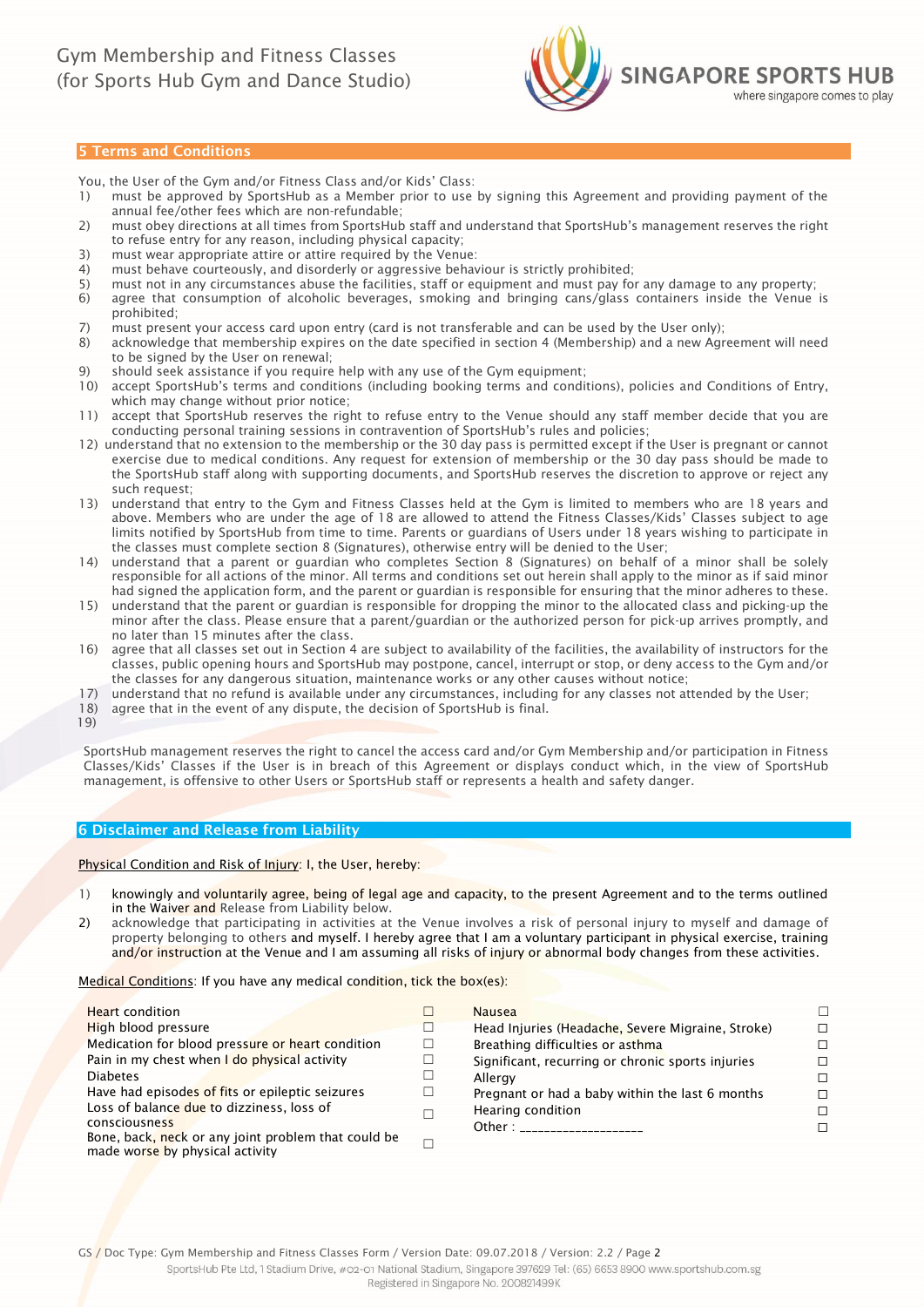## 5 Terms and Conditions

You, the User of the Gym and/or Fitness Class and/or Kids' Class:

1) must be approved by SportsHub as a Member prior to use by signing this Agreement and providing payment of the annual fee/other fees which are non-refundable;
2) must obey directions at all times from SportsHub staff and understand that SportsHub's management reserves the right to refuse entry for any reason, including physical capacity;
3) must wear appropriate attire or attire required by the Venue:
4) must behave courteously, and disorderly or aggressive behaviour is strictly prohibited;
5) must not in any circumstances abuse the facilities, staff or equipment and must pay for any damage to any property;
6) agree that consumption of alcoholic beverages, smoking and bringing cans/glass containers inside the Venue is prohibited;
7) must present your access card upon entry (card is not transferable and can be used by the User only);
8) acknowledge that membership expires on the date specified in section 4 (Membership) and a new Agreement will need to be signed by the User on renewal;
9) should seek assistance if you require help with any use of the Gym equipment;
10) accept SportsHub's terms and conditions (including booking terms and conditions), policies and Conditions of Entry, which may change without prior notice;
11) accept that SportsHub reserves the right to refuse entry to the Venue should any staff member decide that you are conducting personal training sessions in contravention of SportsHub's rules and policies;
12) understand that no extension to the membership or the 30 day pass is permitted except if the User is pregnant or cannot exercise due to medical conditions. Any request for extension of membership or the 30 day pass should be made to the SportsHub staff along with supporting documents, and SportsHub reserves the discretion to approve or reject any such request;
13) understand that entry to the Gym and Fitness Classes held at the Gym is limited to members who are 18 years and above. Members who are under the age of 18 are allowed to attend the Fitness Classes/Kids' Classes subject to age limits notified by SportsHub from time to time. Parents or guardians of Users under 18 years wishing to participate in the classes must complete section 8 (Signatures), otherwise entry will be denied to the User;
14) understand that a parent or guardian who completes Section 8 (Signatures) on behalf of a minor shall be solely responsible for all actions of the minor. All terms and conditions set out herein shall apply to the minor as if said minor had signed the application form, and the parent or guardian is responsible for ensuring that the minor adheres to these.
15) understand that the parent or guardian is responsible for dropping the minor to the allocated class and picking-up the minor after the class. Please ensure that a parent/guardian or the authorized person for pick-up arrives promptly, and no later than 15 minutes after the class.
16) agree that all classes set out in Section 4 are subject to availability of the facilities, the availability of instructors for the classes, public opening hours and SportsHub may postpone, cancel, interrupt or stop, or deny access to the Gym and/or the classes for any dangerous situation, maintenance works or any other causes without notice;
17) understand that no refund is available under any circumstances, including for any classes not attended by the User;
18) agree that in the event of any dispute, the decision of SportsHub is final.
19)

SportsHub management reserves the right to cancel the access card and/or Gym Membership and/or participation in Fitness Classes/Kids' Classes if the User is in breach of this Agreement or displays conduct which, in the view of SportsHub management, is offensive to other Users or SportsHub staff or represents a health and safety danger.

## 6 Disclaimer and Release from Liability

Physical Condition and Risk of Injury: I, the User, hereby:

1) knowingly and voluntarily agree, being of legal age and capacity, to the present Agreement and to the terms outlined in the Waiver and Release from Liability below.
2) acknowledge that participating in activities at the Venue involves a risk of personal injury to myself and damage of property belonging to others and myself. I hereby agree that I am a voluntary participant in physical exercise, training and/or instruction at the Venue and I am assuming all risks of injury or abnormal body changes from these activities.

Medical Conditions: If you have any medical condition, tick the box(es):

| | | | |
|---|---|---|---|
| Heart condition | ☐ | Nausea | ☐ |
| High blood pressure | ☐ | Head Injuries (Headache, Severe Migraine, Stroke) | ☐ |
| Medication for blood pressure or heart condition | ☐ | Breathing difficulties or asthma | ☐ |
| Pain in my chest when I do physical activity | ☐ | Significant, recurring or chronic sports injuries | ☐ |
| Diabetes | ☐ | Allergy | ☐ |
| Have had episodes of fits or epileptic seizures | ☐ | Pregnant or had a baby within the last 6 months | ☐ |
| Loss of balance due to dizziness, loss of consciousness | ☐ | Hearing condition | ☐ |
| Bone, back, neck or any joint problem that could be made worse by physical activity | ☐ | Other : ____________________ | ☐ |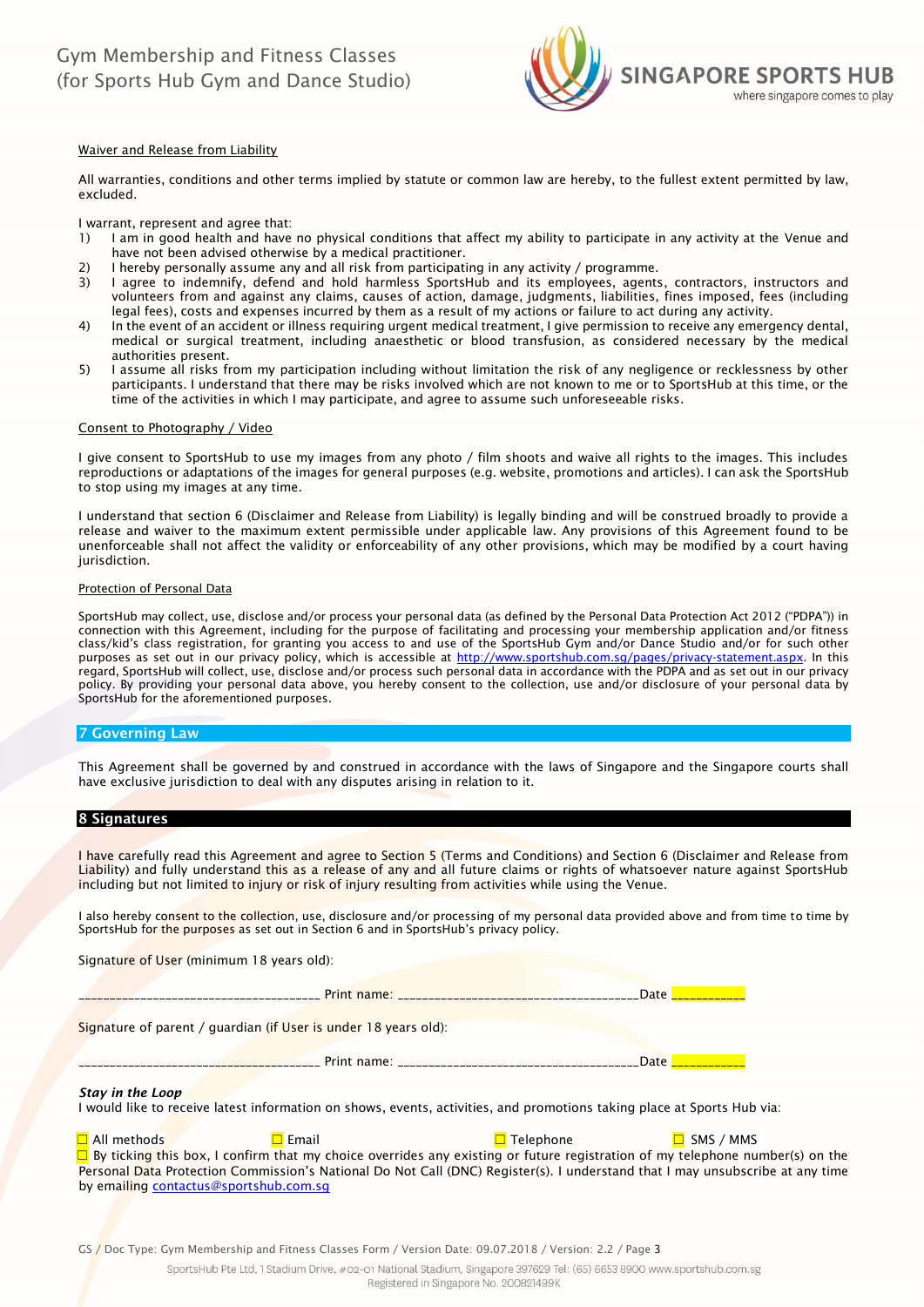### Waiver and Release from Liability

All warranties, conditions and other terms implied by statute or common law are hereby, to the fullest extent permitted by law, excluded.

I warrant, represent and agree that:

1) I am in good health and have no physical conditions that affect my ability to participate in any activity at the Venue and have not been advised otherwise by a medical practitioner.
2) I hereby personally assume any and all risk from participating in any activity / programme.
3) I agree to indemnify, defend and hold harmless SportsHub and its employees, agents, contractors, instructors and volunteers from and against any claims, causes of action, damage, judgments, liabilities, fines imposed, fees (including legal fees), costs and expenses incurred by them as a result of my actions or failure to act during any activity.
4) In the event of an accident or illness requiring urgent medical treatment, I give permission to receive any emergency dental, medical or surgical treatment, including anaesthetic or blood transfusion, as considered necessary by the medical authorities present.
5) I assume all risks from my participation including without limitation the risk of any negligence or recklessness by other participants. I understand that there may be risks involved which are not known to me or to SportsHub at this time, or the time of the activities in which I may participate, and agree to assume such unforeseeable risks.

### Consent to Photography / Video

I give consent to SportsHub to use my images from any photo / film shoots and waive all rights to the images. This includes reproductions or adaptations of the images for general purposes (e.g. website, promotions and articles). I can ask the SportsHub to stop using my images at any time.

I understand that section 6 (Disclaimer and Release from Liability) is legally binding and will be construed broadly to provide a release and waiver to the maximum extent permissible under applicable law. Any provisions of this Agreement found to be unenforceable shall not affect the validity or enforceability of any other provisions, which may be modified by a court having jurisdiction.

### Protection of Personal Data

SportsHub may collect, use, disclose and/or process your personal data (as defined by the Personal Data Protection Act 2012 ("PDPA")) in connection with this Agreement, including for the purpose of facilitating and processing your membership application and/or fitness class/kid's class registration, for granting you access to and use of the SportsHub Gym and/or Dance Studio and/or for such other purposes as set out in our privacy policy, which is accessible at http://www.sportshub.com.sg/pages/privacy-statement.aspx. In this regard, SportsHub will collect, use, disclose and/or process such personal data in accordance with the PDPA and as set out in our privacy policy. By providing your personal data above, you hereby consent to the collection, use and/or disclosure of your personal data by SportsHub for the aforementioned purposes.

## 7 Governing Law

This Agreement shall be governed by and construed in accordance with the laws of Singapore and the Singapore courts shall have exclusive jurisdiction to deal with any disputes arising in relation to it.

## 8 Signatures

I have carefully read this Agreement and agree to Section 5 (Terms and Conditions) and Section 6 (Disclaimer and Release from Liability) and fully understand this as a release of any and all future claims or rights of whatsoever nature against SportsHub including but not limited to injury or risk of injury resulting from activities while using the Venue.

I also hereby consent to the collection, use, disclosure and/or processing of my personal data provided above and from time to time by SportsHub for the purposes as set out in Section 6 and in SportsHub's privacy policy.

Signature of User (minimum 18 years old):

_______________________________________ Print name: _______________________________________Date ___________

Signature of parent / guardian (if User is under 18 years old):

_______________________________________ Print name: _______________________________________Date ___________

***Stay in the Loop***

I would like to receive latest information on shows, events, activities, and promotions taking place at Sports Hub via:

☐ All methods ☐ Email ☐ Telephone ☐ SMS / MMS

☐ By ticking this box, I confirm that my choice overrides any existing or future registration of my telephone number(s) on the Personal Data Protection Commission's National Do Not Call (DNC) Register(s). I understand that I may unsubscribe at any time by emailing contactus@sportshub.com.sg